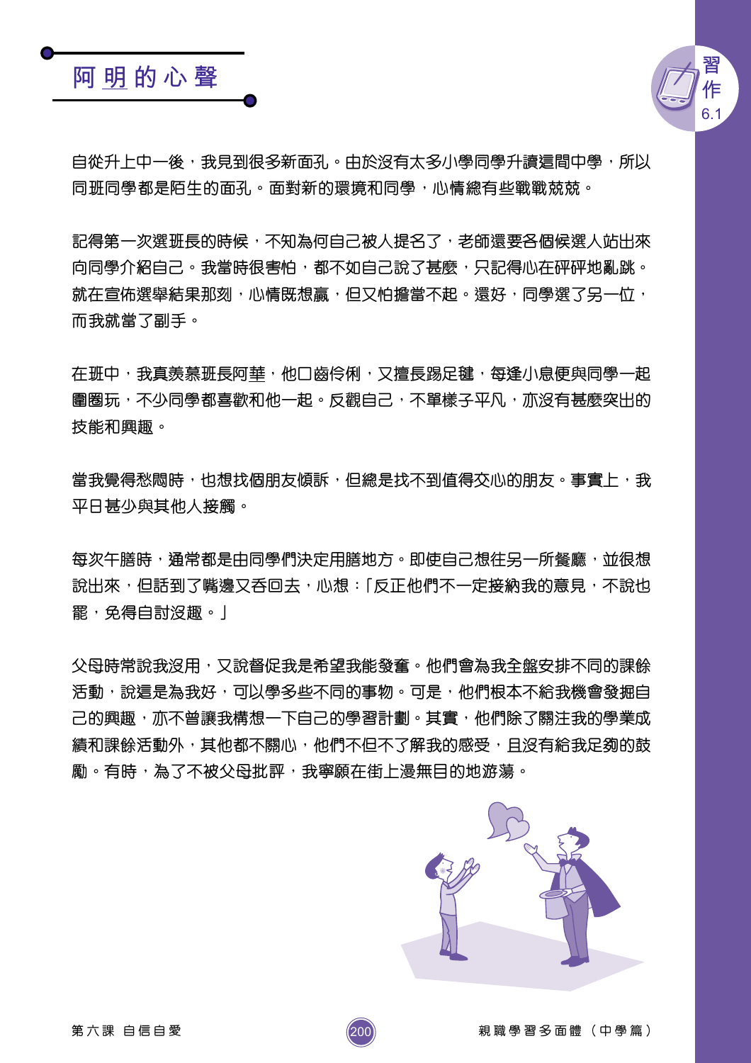# 阿明的心聲

習作 6.1

自從升上中一後，我見到很多新面孔。由於沒有太多小學同學升讀這間中學，所以同班同學都是陌生的面孔。面對新的環境和同學，心情總有些戰戰兢兢。

記得第一次選班長的時候，不知為何自己被人提名了，老師還要各個候選人站出來向同學介紹自己。我當時很害怕，都不知自己說了甚麼，只記得心在砰砰地亂跳。就在宣佈選舉結果那刻，心情既想贏，但又怕擔當不起。還好，同學選了另一位，而我就當了副手。

在班中，我真羨慕班長阿華，他口齒伶俐，又擅長踢足毽，每逢小息便與同學一起圍圈玩，不少同學都喜歡和他一起。反觀自己，不單樣子平凡，亦沒有甚麼突出的技能和興趣。

當我覺得愁悶時，也想找個朋友傾訴，但總是找不到值得交心的朋友。事實上，我平日甚少與其他人接觸。

每次午膳時，通常都是由同學們決定用膳地方。即使自己想往另一所餐廳，並很想說出來，但話到了嘴邊又吞回去，心想：「反正他們不一定接納我的意見，不說也罷，免得自討沒趣。」

父母時常說我沒用，又說督促我是希望我能發奮。他們會為我全盤安排不同的課餘活動，說這是為我好，可以學多些不同的事物。可是，他們根本不給我機會發掘自己的興趣，亦不曾讓我構想一下自己的學習計劃。其實，他們除了關注我的學業成績和課餘活動外，其他都不關心，他們不但不了解我的感受，且沒有給我足夠的鼓勵。有時，為了不被父母批評，我寧願在街上漫無目的地游蕩。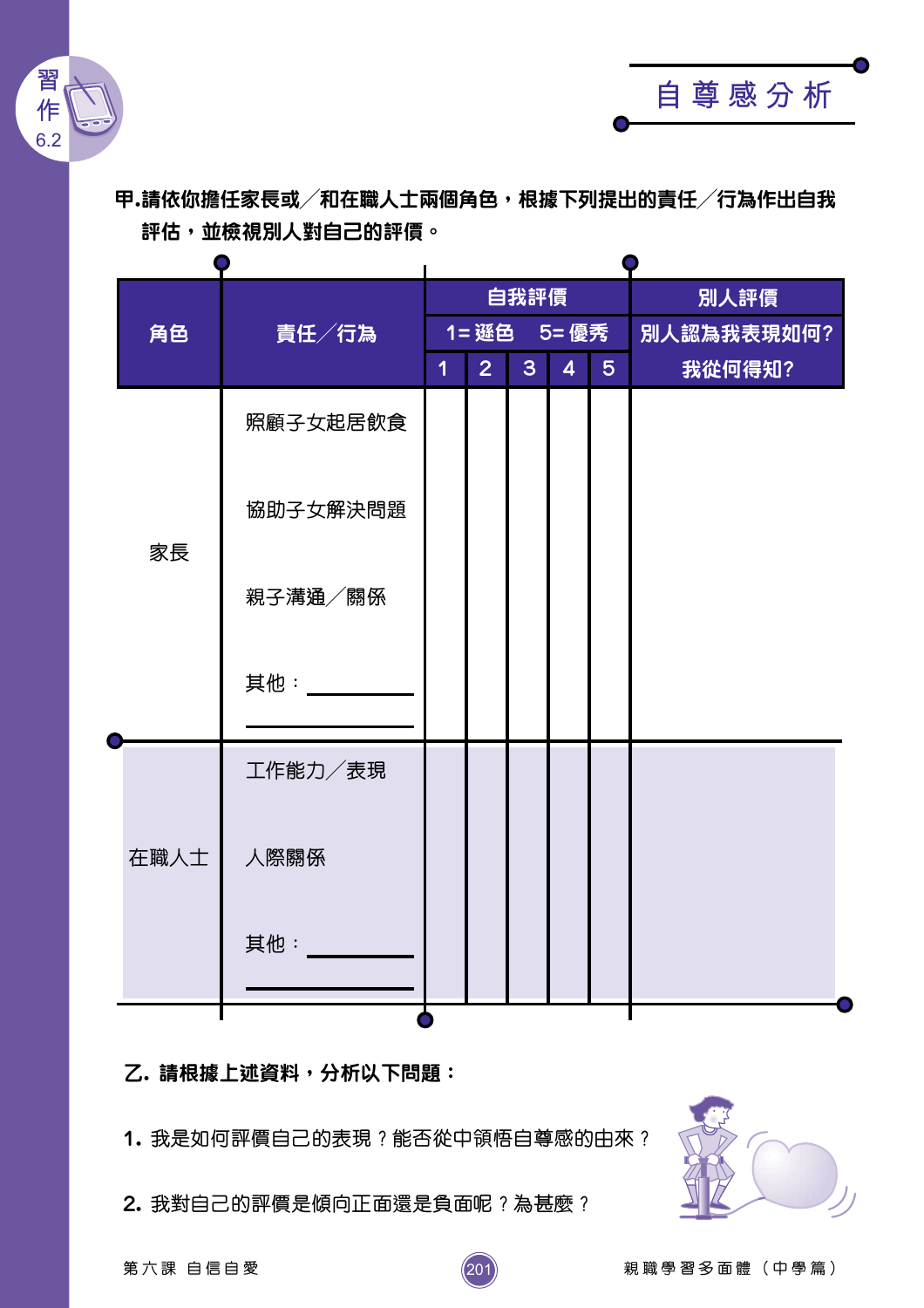習作 6.2

# 自尊感分析

**甲.請依你擔任家長或／和在職人士兩個角色，根據下列提出的責任／行為作出自我評估，並檢視別人對自己的評價。**

| 角色 | 責任／行為 | 自我評價 1= 遜色 5= 優秀 | | | | | 別人評價 別人認為我表現如何? 我從何得知? |
|---|---|---|---|---|---|---|---|
| | | 1 | 2 | 3 | 4 | 5 | |
| 家長 | 照顧子女起居飲食 | | | | | | |
| | 協助子女解決問題 | | | | | | |
| | 親子溝通／關係 | | | | | | |
| | 其他：________ ________ | | | | | | |
| 在職人士 | 工作能力／表現 | | | | | | |
| | 人際關係 | | | | | | |
| | 其他：________ ________ | | | | | | |

**乙. 請根據上述資料，分析以下問題：**

1. 我是如何評價自己的表現？能否從中領悟自尊感的由來？

2. 我對自己的評價是傾向正面還是負面呢？為甚麼？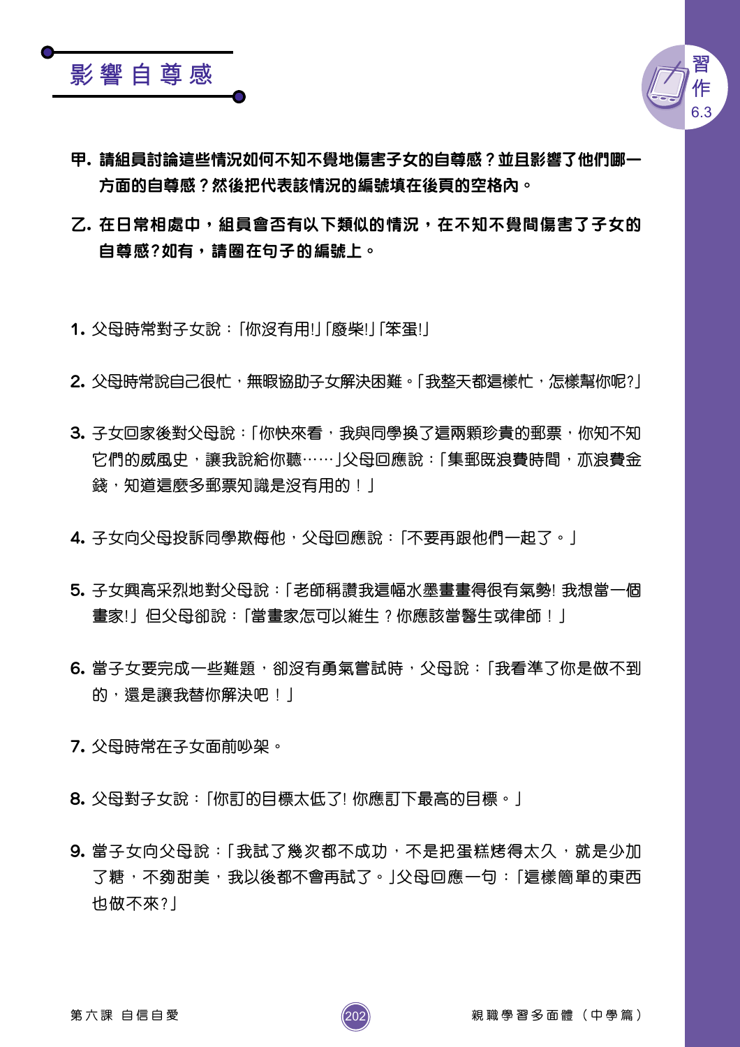# 影響自尊感

習作 6.3

**甲. 請組員討論這些情況如何不知不覺地傷害子女的自尊感？並且影響了他們哪一方面的自尊感？然後把代表該情況的編號填在後頁的空格內。**

**乙. 在日常相處中，組員會否有以下類似的情況，在不知不覺間傷害了子女的自尊感?如有，請圈在句子的編號上。**

1. 父母時常對子女說：「你沒有用!」「廢柴!」「笨蛋!」

2. 父母時常說自己很忙，無暇協助子女解決困難。「我整天都這樣忙，怎樣幫你呢?」

3. 子女回家後對父母說：「你快來看，我與同學換了這兩顆珍貴的郵票，你知不知它們的威風史，讓我說給你聽……」父母回應說：「集郵既浪費時間，亦浪費金錢，知道這麼多郵票知識是沒有用的！」

4. 子女向父母投訴同學欺侮他，父母回應說：「不要再跟他們一起了。」

5. 子女興高采烈地對父母說：「老師稱讚我這幅水墨畫畫得很有氣勢! 我想當一個畫家!」但父母卻說：「當畫家怎可以維生？你應該當醫生或律師！」

6. 當子女要完成一些難題，卻沒有勇氣嘗試時，父母說：「我看準了你是做不到的，還是讓我替你解決吧！」

7. 父母時常在子女面前吵架。

8. 父母對子女說：「你訂的目標太低了! 你應訂下最高的目標。」

9. 當子女向父母說：「我試了幾次都不成功，不是把蛋糕烤得太久，就是少加了糖，不夠甜美，我以後都不會再試了。」父母回應一句：「這樣簡單的東西也做不來?」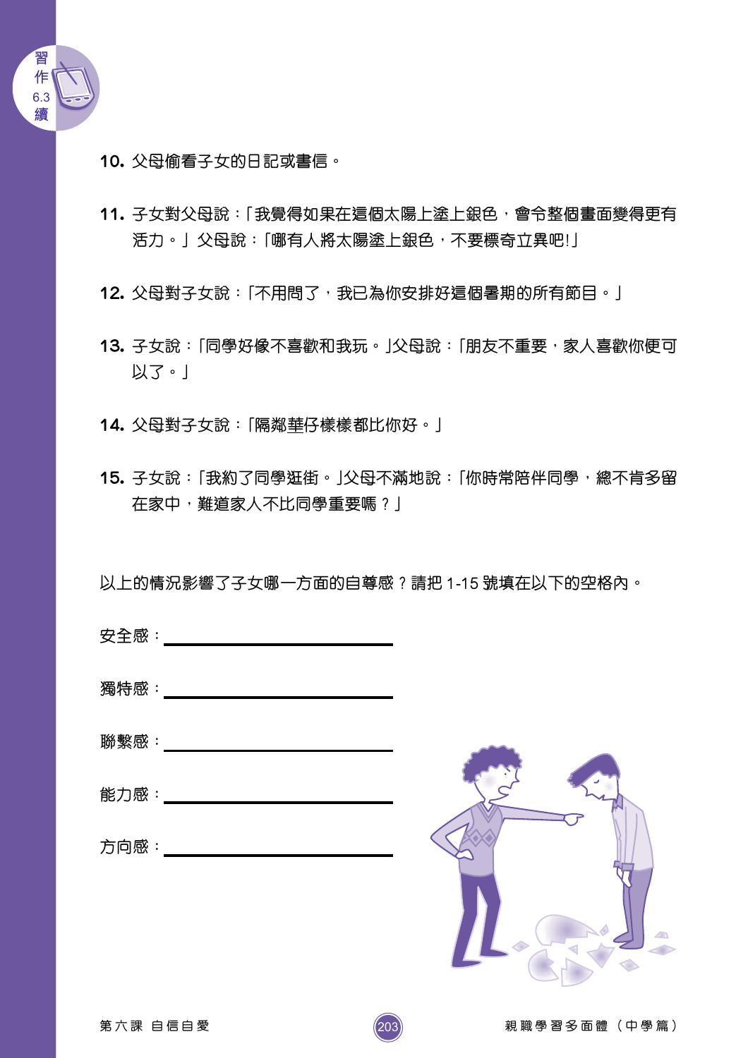習作 6.3 續

10. 父母偷看子女的日記或書信。

11. 子女對父母說：「我覺得如果在這個太陽上塗上銀色，會令整個畫面變得更有活力。」父母說：「哪有人將太陽塗上銀色，不要標奇立異吧!」

12. 父母對子女說：「不用問了，我已為你安排好這個暑期的所有節目。」

13. 子女說：「同學好像不喜歡和我玩。」父母說：「朋友不重要，家人喜歡你便可以了。」

14. 父母對子女說：「隔鄰華仔樣樣都比你好。」

15. 子女說：「我約了同學逛街。」父母不滿地說：「你時常陪伴同學，總不肯多留在家中，難道家人不比同學重要嗎？」

以上的情況影響了子女哪一方面的自尊感？請把 1-15 號填在以下的空格內。

安全感：________________________

獨特感：________________________

聯繫感：________________________

能力感：________________________

方向感：________________________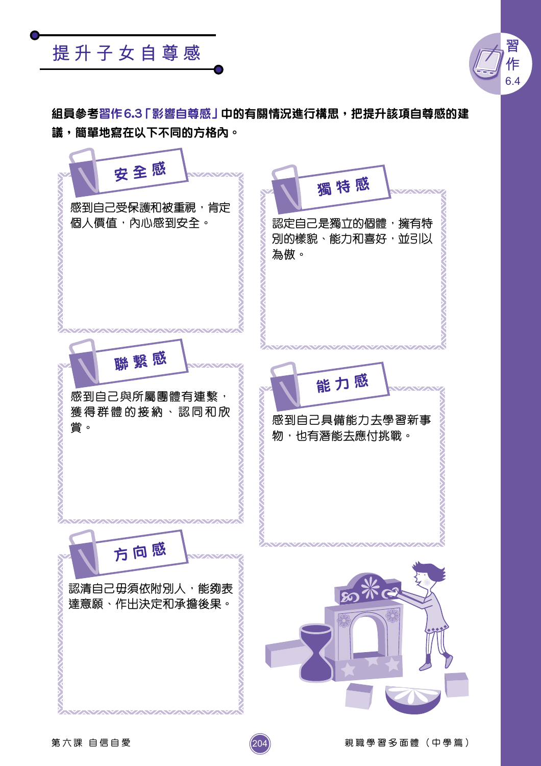## 提升子女自尊感

習作 6.4

**組員參考習作6.3「影響自尊感」中的有關情況進行構思，把提升該項自尊感的建議，簡單地寫在以下不同的方格內。**

### 安全感

感到自己受保護和被重視，肯定個人價值，內心感到安全。

### 獨特感

認定自己是獨立的個體，擁有特別的樣貌、能力和喜好，並引以為傲。

### 聯繫感

感到自己與所屬團體有連繫，獲得群體的接納、認同和欣賞。

### 能力感

感到自己具備能力去學習新事物，也有潛能去應付挑戰。

### 方向感

認清自己毋須依附別人，能夠表達意願、作出決定和承擔後果。